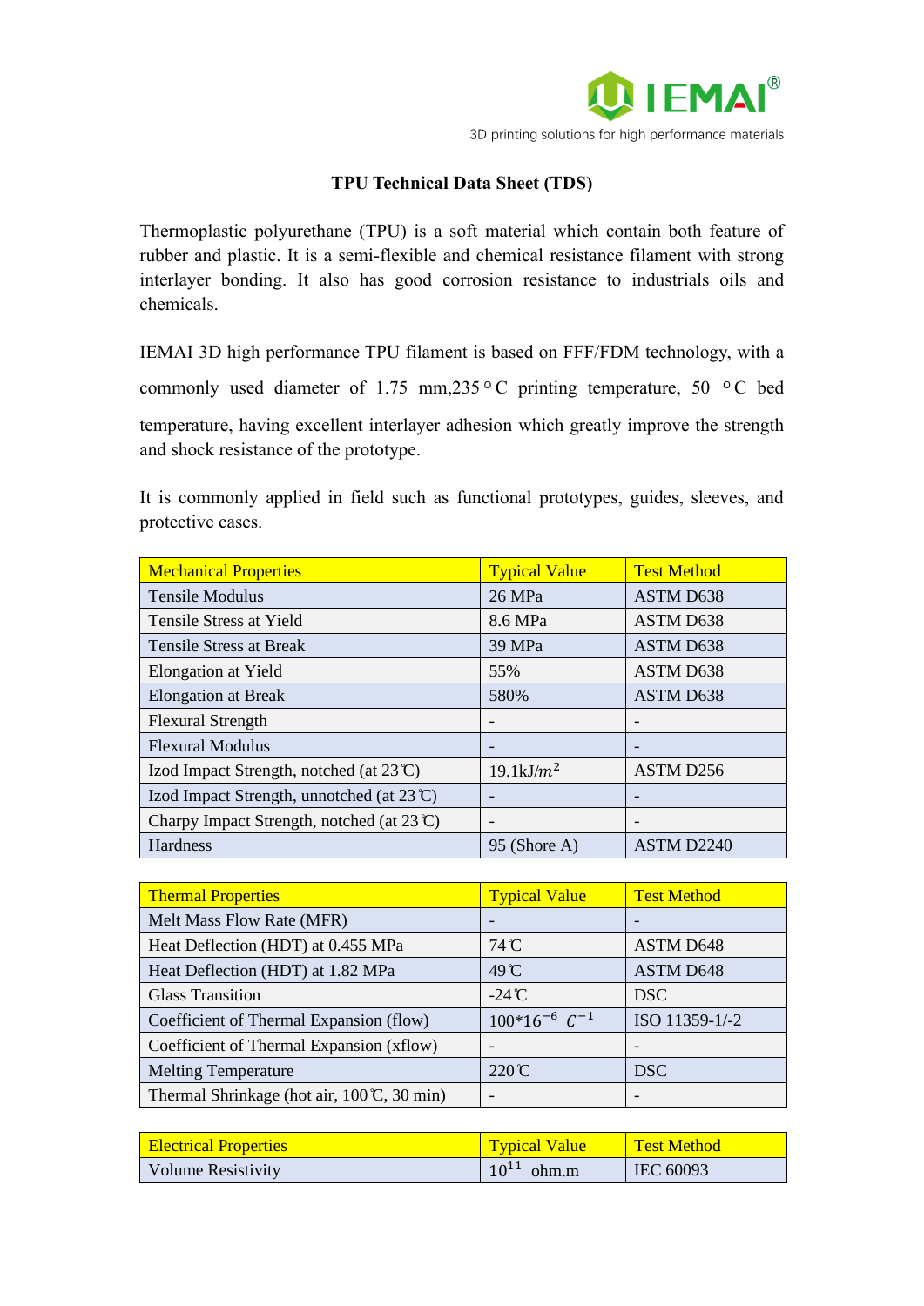IEMAI®

3D printing solutions for high performance materials

# TPU Technical Data Sheet (TDS)

Thermoplastic polyurethane (TPU) is a soft material which contain both feature of rubber and plastic. It is a semi-flexible and chemical resistance filament with strong interlayer bonding. It also has good corrosion resistance to industrials oils and chemicals.

IEMAI 3D high performance TPU filament is based on FFF/FDM technology, with a commonly used diameter of 1.75 mm,235 °C printing temperature, 50 °C bed temperature, having excellent interlayer adhesion which greatly improve the strength and shock resistance of the prototype.

It is commonly applied in field such as functional prototypes, guides, sleeves, and protective cases.

| Mechanical Properties | Typical Value | Test Method |
|---|---|---|
| Tensile Modulus | 26 MPa | ASTM D638 |
| Tensile Stress at Yield | 8.6 MPa | ASTM D638 |
| Tensile Stress at Break | 39 MPa | ASTM D638 |
| Elongation at Yield | 55% | ASTM D638 |
| Elongation at Break | 580% | ASTM D638 |
| Flexural Strength | - | - |
| Flexural Modulus | - | - |
| Izod Impact Strength, notched (at 23℃) | 19.1kJ/$m^2$ | ASTM D256 |
| Izod Impact Strength, unnotched (at 23℃) | - | - |
| Charpy Impact Strength, notched (at 23℃) | - | - |
| Hardness | 95 (Shore A) | ASTM D2240 |

| Thermal Properties | Typical Value | Test Method |
|---|---|---|
| Melt Mass Flow Rate (MFR) | - | - |
| Heat Deflection (HDT) at 0.455 MPa | 74℃ | ASTM D648 |
| Heat Deflection (HDT) at 1.82 MPa | 49℃ | ASTM D648 |
| Glass Transition | -24℃ | DSC |
| Coefficient of Thermal Expansion (flow) | $100*16^{-6}\ C^{-1}$ | ISO 11359-1/-2 |
| Coefficient of Thermal Expansion (xflow) | - | - |
| Melting Temperature | 220℃ | DSC |
| Thermal Shrinkage (hot air, 100℃, 30 min) | - | - |

| Electrical Properties | Typical Value | Test Method |
|---|---|---|
| Volume Resistivity | $10^{11}$ ohm.m | IEC 60093 |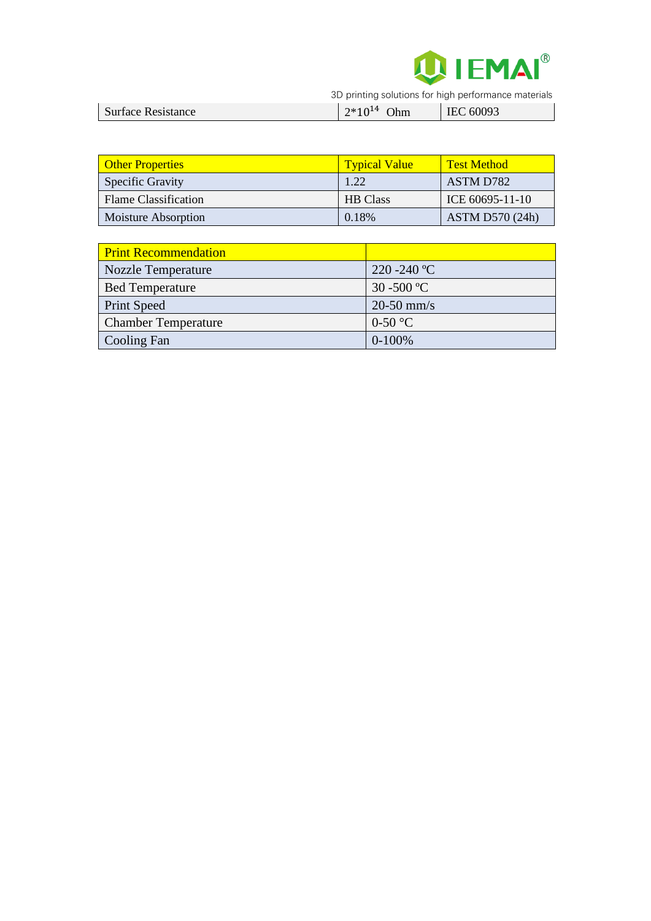| | | |
|---|---|---|
| Surface Resistance | $2*10^{14}$ Ohm | IEC 60093 |

| Other Properties | Typical Value | Test Method |
|---|---|---|
| Specific Gravity | 1.22 | ASTM D782 |
| Flame Classification | HB Class | ICE 60695-11-10 |
| Moisture Absorption | 0.18% | ASTM D570 (24h) |

| Print Recommendation | |
|---|---|
| Nozzle Temperature | 220 -240 ºC |
| Bed Temperature | 30 -500 ºC |
| Print Speed | 20-50 mm/s |
| Chamber Temperature | 0-50 °C |
| Cooling Fan | 0-100% |